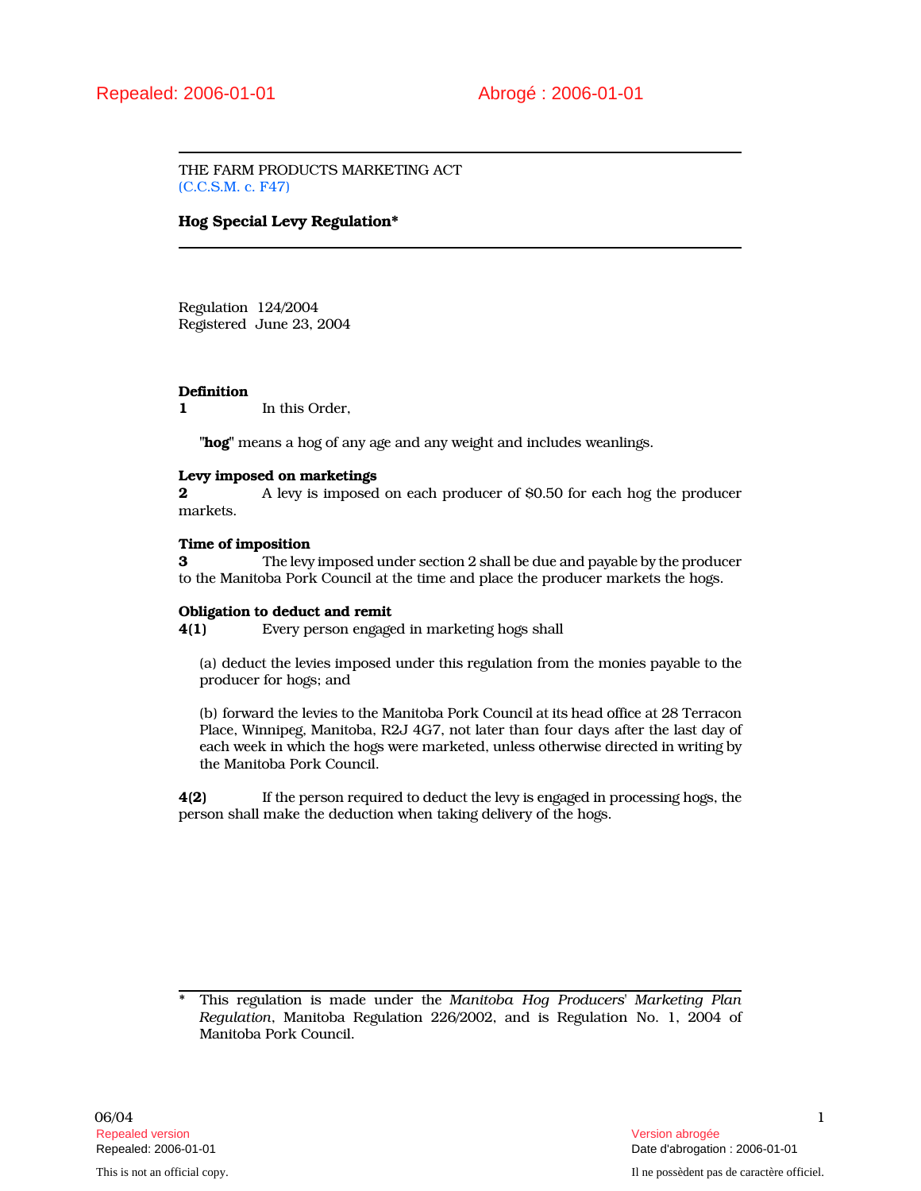Repealed: 2006-01-01 | Abrogé : 2006-01-01

THE FARM PRODUCTS MARKETING ACT
(C.C.S.M. c. F47)

# Hog Special Levy Regulation*

Regulation 124/2004
Registered June 23, 2004

**Definition**
**1** In this Order,

"**hog**" means a hog of any age and any weight and includes weanlings.

**Levy imposed on marketings**
**2** A levy is imposed on each producer of $0.50 for each hog the producer markets.

**Time of imposition**
**3** The levy imposed under section 2 shall be due and payable by the producer to the Manitoba Pork Council at the time and place the producer markets the hogs.

**Obligation to deduct and remit**
**4(1)** Every person engaged in marketing hogs shall

(a) deduct the levies imposed under this regulation from the monies payable to the producer for hogs; and

(b) forward the levies to the Manitoba Pork Council at its head office at 28 Terracon Place, Winnipeg, Manitoba, R2J 4G7, not later than four days after the last day of each week in which the hogs were marketed, unless otherwise directed in writing by the Manitoba Pork Council.

**4(2)** If the person required to deduct the levy is engaged in processing hogs, the person shall make the deduction when taking delivery of the hogs.

---

\* This regulation is made under the *Manitoba Hog Producers' Marketing Plan Regulation*, Manitoba Regulation 226/2002, and is Regulation No. 1, 2004 of Manitoba Pork Council.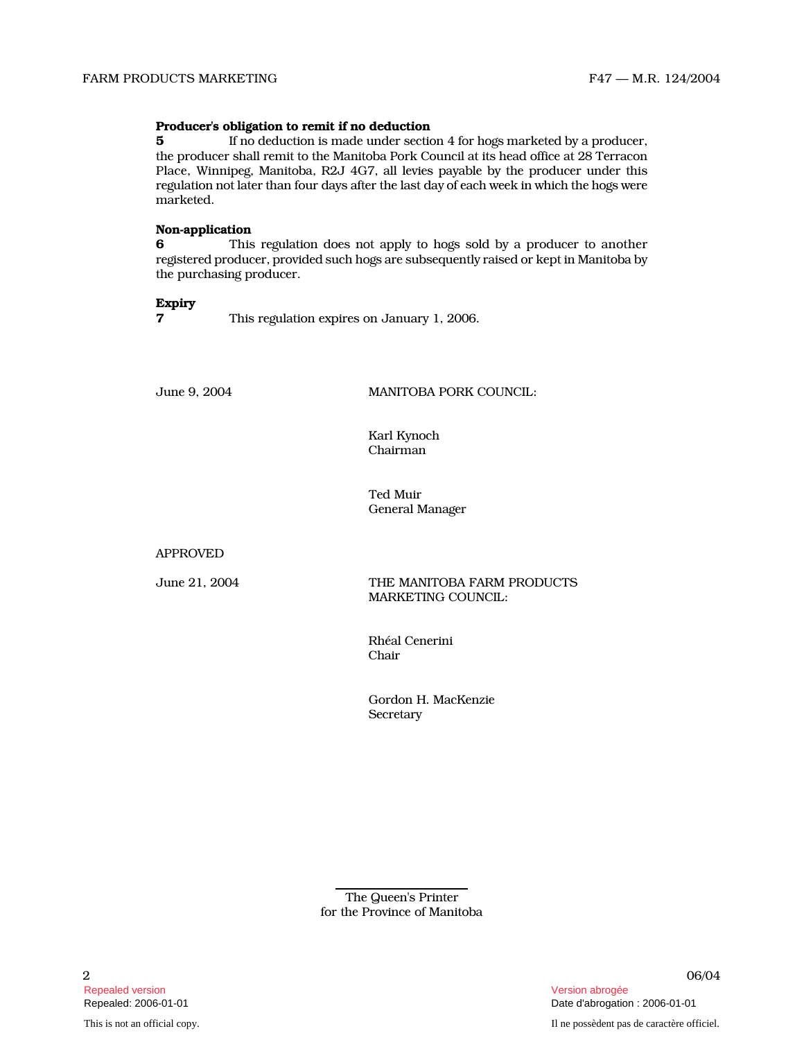**Producer's obligation to remit if no deduction**

**5** If no deduction is made under section 4 for hogs marketed by a producer, the producer shall remit to the Manitoba Pork Council at its head office at 28 Terracon Place, Winnipeg, Manitoba, R2J 4G7, all levies payable by the producer under this regulation not later than four days after the last day of each week in which the hogs were marketed.

**Non-application**

**6** This regulation does not apply to hogs sold by a producer to another registered producer, provided such hogs are subsequently raised or kept in Manitoba by the purchasing producer.

**Expiry**

**7** This regulation expires on January 1, 2006.

June 9, 2004

MANITOBA PORK COUNCIL:

Karl Kynoch
Chairman

Ted Muir
General Manager

APPROVED

June 21, 2004

THE MANITOBA FARM PRODUCTS MARKETING COUNCIL:

Rhéal Cenerini
Chair

Gordon H. MacKenzie
Secretary

The Queen's Printer
for the Province of Manitoba

Repealed version
Repealed: 2006-01-01

Version abrogée
Date d'abrogation : 2006-01-01

This is not an official copy.

Il ne possèdent pas de caractère officiel.